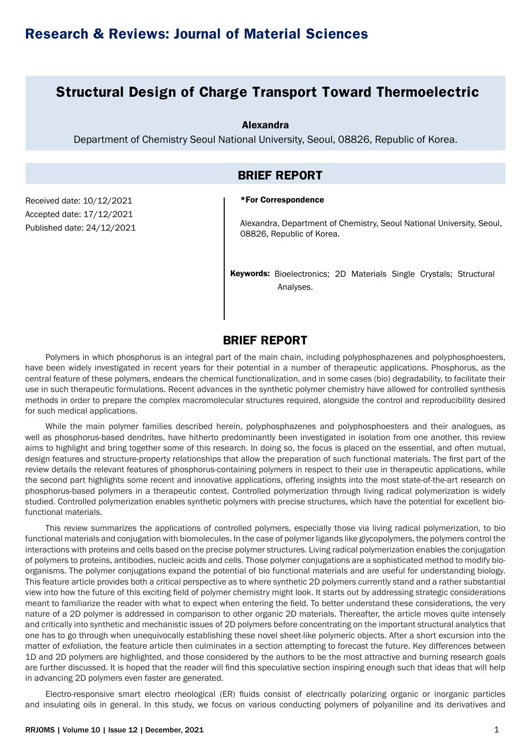# Structural Design of Charge Transport Toward Thermoelectric

**Alexandra**

Department of Chemistry Seoul National University, Seoul, 08826, Republic of Korea.

## BRIEF REPORT

Received date: 10/12/2021

Accepted date: 17/12/2021

Published date: 24/12/2021

**\*For Correspondence**

Alexandra, Department of Chemistry, Seoul National University, Seoul, 08826, Republic of Korea.

**Keywords:** Bioelectronics; 2D Materials Single Crystals; Structural Analyses.

## BRIEF REPORT

Polymers in which phosphorus is an integral part of the main chain, including polyphosphazenes and polyphosphoesters, have been widely investigated in recent years for their potential in a number of therapeutic applications. Phosphorus, as the central feature of these polymers, endears the chemical functionalization, and in some cases (bio) degradability, to facilitate their use in such therapeutic formulations. Recent advances in the synthetic polymer chemistry have allowed for controlled synthesis methods in order to prepare the complex macromolecular structures required, alongside the control and reproducibility desired for such medical applications.

While the main polymer families described herein, polyphosphazenes and polyphosphoesters and their analogues, as well as phosphorus-based dendrites, have hitherto predominantly been investigated in isolation from one another, this review aims to highlight and bring together some of this research. In doing so, the focus is placed on the essential, and often mutual, design features and structure-property relationships that allow the preparation of such functional materials. The first part of the review details the relevant features of phosphorus-containing polymers in respect to their use in therapeutic applications, while the second part highlights some recent and innovative applications, offering insights into the most state-of-the-art research on phosphorus-based polymers in a therapeutic context. Controlled polymerization through living radical polymerization is widely studied. Controlled polymerization enables synthetic polymers with precise structures, which have the potential for excellent bio-functional materials.

This review summarizes the applications of controlled polymers, especially those via living radical polymerization, to bio functional materials and conjugation with biomolecules. In the case of polymer ligands like glycopolymers, the polymers control the interactions with proteins and cells based on the precise polymer structures. Living radical polymerization enables the conjugation of polymers to proteins, antibodies, nucleic acids and cells. Those polymer conjugations are a sophisticated method to modify bio-organisms. The polymer conjugations expand the potential of bio functional materials and are useful for understanding biology. This feature article provides both a critical perspective as to where synthetic 2D polymers currently stand and a rather substantial view into how the future of this exciting field of polymer chemistry might look. It starts out by addressing strategic considerations meant to familiarize the reader with what to expect when entering the field. To better understand these considerations, the very nature of a 2D polymer is addressed in comparison to other organic 2D materials. Thereafter, the article moves quite intensely and critically into synthetic and mechanistic issues of 2D polymers before concentrating on the important structural analytics that one has to go through when unequivocally establishing these novel sheet-like polymeric objects. After a short excursion into the matter of exfoliation, the feature article then culminates in a section attempting to forecast the future. Key differences between 1D and 2D polymers are highlighted, and those considered by the authors to be the most attractive and burning research goals are further discussed. It is hoped that the reader will find this speculative section inspiring enough such that ideas that will help in advancing 2D polymers even faster are generated.

Electro-responsive smart electro rheological (ER) fluids consist of electrically polarizing organic or inorganic particles and insulating oils in general. In this study, we focus on various conducting polymers of polyaniline and its derivatives and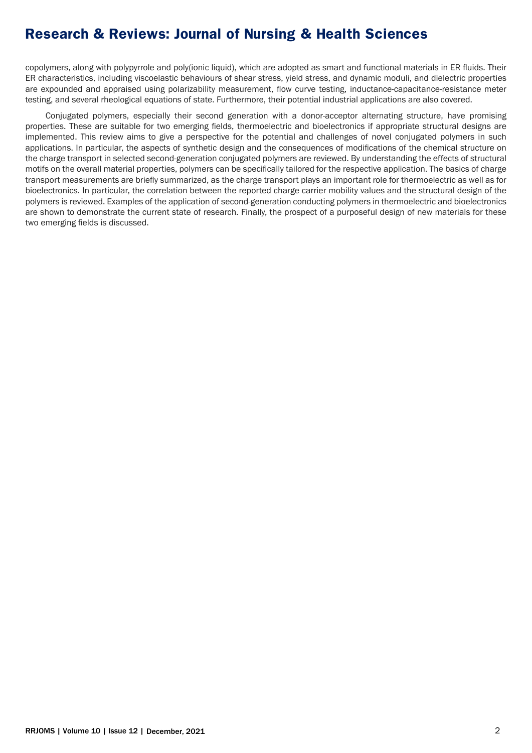copolymers, along with polypyrrole and poly(ionic liquid), which are adopted as smart and functional materials in ER fluids. Their ER characteristics, including viscoelastic behaviours of shear stress, yield stress, and dynamic moduli, and dielectric properties are expounded and appraised using polarizability measurement, flow curve testing, inductance-capacitance-resistance meter testing, and several rheological equations of state. Furthermore, their potential industrial applications are also covered.

Conjugated polymers, especially their second generation with a donor-acceptor alternating structure, have promising properties. These are suitable for two emerging fields, thermoelectric and bioelectronics if appropriate structural designs are implemented. This review aims to give a perspective for the potential and challenges of novel conjugated polymers in such applications. In particular, the aspects of synthetic design and the consequences of modifications of the chemical structure on the charge transport in selected second-generation conjugated polymers are reviewed. By understanding the effects of structural motifs on the overall material properties, polymers can be specifically tailored for the respective application. The basics of charge transport measurements are briefly summarized, as the charge transport plays an important role for thermoelectric as well as for bioelectronics. In particular, the correlation between the reported charge carrier mobility values and the structural design of the polymers is reviewed. Examples of the application of second-generation conducting polymers in thermoelectric and bioelectronics are shown to demonstrate the current state of research. Finally, the prospect of a purposeful design of new materials for these two emerging fields is discussed.